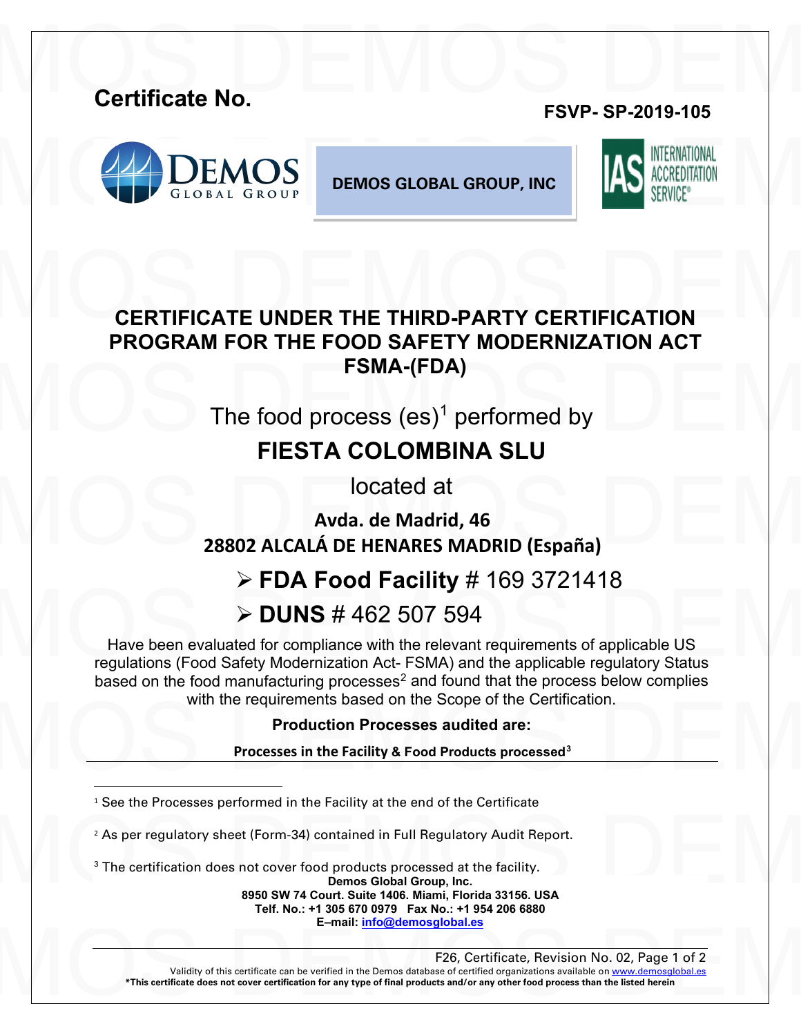**Certificate No.** **FSVP- SP-2019-105**

**DEMOS GLOBAL GROUP, INC**

# CERTIFICATE UNDER THE THIRD-PARTY CERTIFICATION PROGRAM FOR THE FOOD SAFETY MODERNIZATION ACT FSMA-(FDA)

The food process (es)[1] performed by

## FIESTA COLOMBINA SLU

located at

**Avda. de Madrid, 46**
**28802 ALCALÁ DE HENARES MADRID (España)**

- **FDA Food Facility** # 169 3721418
- **DUNS** # 462 507 594

Have been evaluated for compliance with the relevant requirements of applicable US regulations (Food Safety Modernization Act- FSMA) and the applicable regulatory Status based on the food manufacturing processes[2] and found that the process below complies with the requirements based on the Scope of the Certification.

**Production Processes audited are:**

**Processes in the Facility & Food Products processed[3]**

---

[1] See the Processes performed in the Facility at the end of the Certificate

[2] As per regulatory sheet (Form-34) contained in Full Regulatory Audit Report.

[3] The certification does not cover food products processed at the facility.

**Demos Global Group, Inc.**
**8950 SW 74 Court. Suite 1406. Miami, Florida 33156. USA**
**Telf. No.: +1 305 670 0979 Fax No.: +1 954 206 6880**
**E–mail: info@demosglobal.es**

F26, Certificate, Revision No. 02

Validity of this certificate can be verified in the Demos database of certified organizations available on www.demosglobal.es

**\*This certificate does not cover certification for any type of final products and/or any other food process than the listed herein**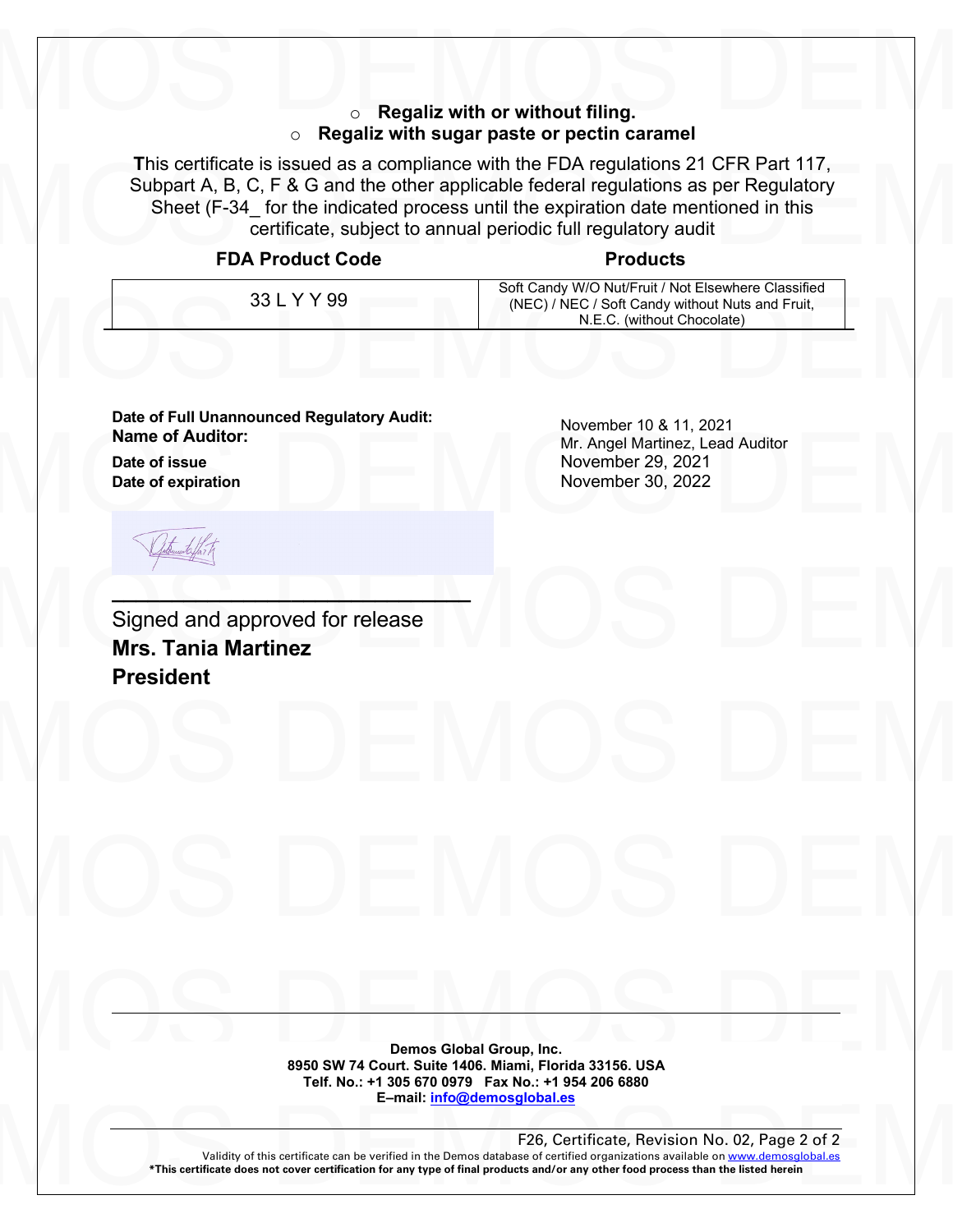- **Regaliz with or without filing.**
- **Regaliz with sugar paste or pectin caramel**

**T**his certificate is issued as a compliance with the FDA regulations 21 CFR Part 117, Subpart A, B, C, F & G and the other applicable federal regulations as per Regulatory Sheet (F-34_ for the indicated process until the expiration date mentioned in this certificate, subject to annual periodic full regulatory audit

| **FDA Product Code** | **Products** |
|---|---|
| 33 L Y Y 99 | Soft Candy W/O Nut/Fruit / Not Elsewhere Classified (NEC) / NEC / Soft Candy without Nuts and Fruit, N.E.C. (without Chocolate) |

| | |
|---|---|
| **Date of Full Unannounced Regulatory Audit:** | November 10 & 11, 2021 |
| **Name of Auditor:** | Mr. Angel Martinez, Lead Auditor |
| **Date of issue** | November 29, 2021 |
| **Date of expiration** | November 30, 2022 |

Signed and approved for release
**Mrs. Tania Martinez**
**President**

**Demos Global Group, Inc.**
**8950 SW 74 Court. Suite 1406. Miami, Florida 33156. USA**
**Telf. No.: +1 305 670 0979 Fax No.: +1 954 206 6880**
**E–mail: info@demosglobal.es**

F26, Certificate, Revision No. 02

Validity of this certificate can be verified in the Demos database of certified organizations available on www.demosglobal.es

**\*This certificate does not cover certification for any type of final products and/or any other food process than the listed herein**